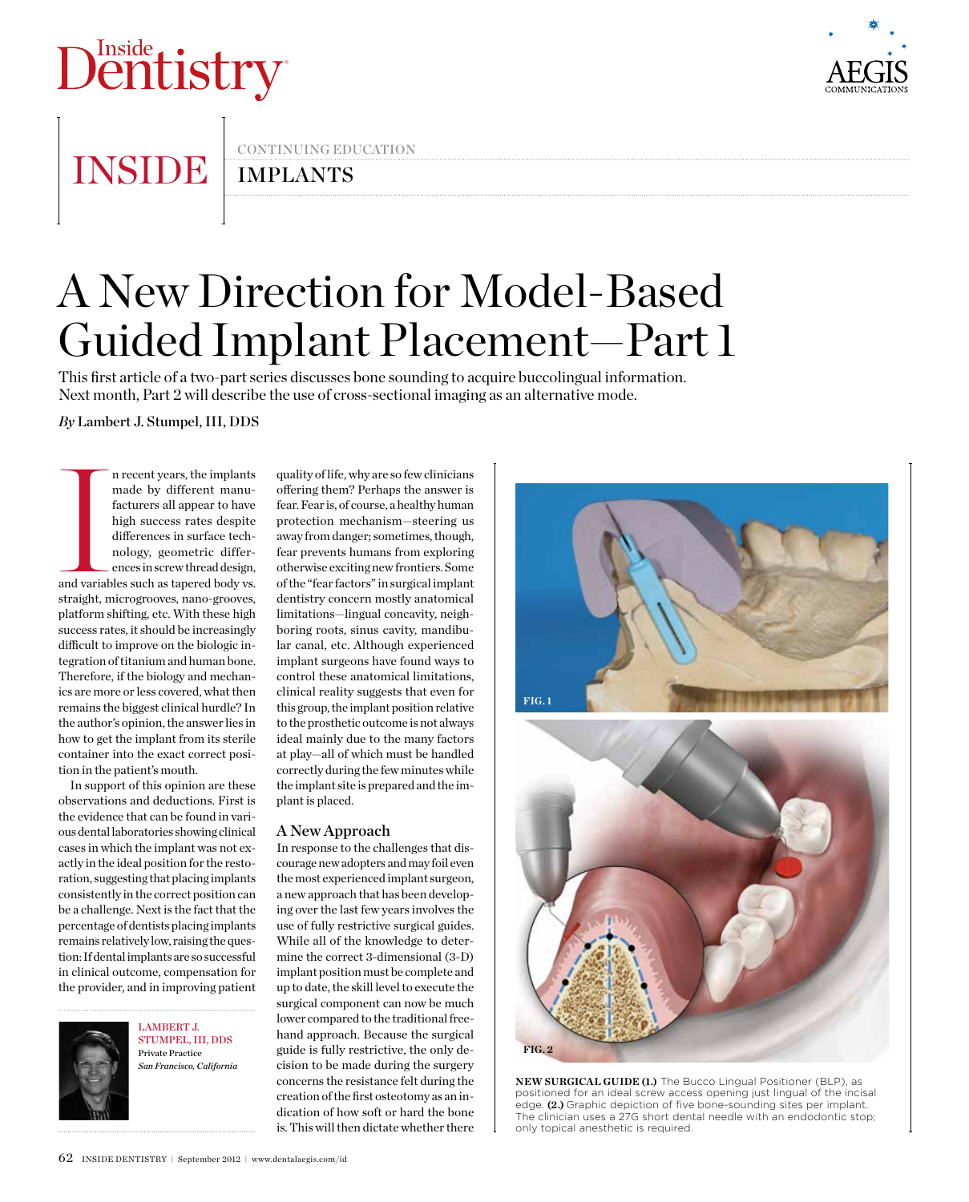INSIDE

CONTINUING EDUCATION

IMPLANTS

# A New Direction for Model-Based Guided Implant Placement—Part 1

This first article of a two-part series discusses bone sounding to acquire buccolingual information. Next month, Part 2 will describe the use of cross-sectional imaging as an alternative mode.

*By* Lambert J. Stumpel, III, DDS

In recent years, the implants made by different manufacturers all appear to have high success rates despite differences in surface technology, geometric differences in screw thread design, and variables such as tapered body vs. straight, microgrooves, nano-grooves, platform shifting, etc. With these high success rates, it should be increasingly difficult to improve on the biologic integration of titanium and human bone. Therefore, if the biology and mechanics are more or less covered, what then remains the biggest clinical hurdle? In the author's opinion, the answer lies in how to get the implant from its sterile container into the exact correct position in the patient's mouth.

In support of this opinion are these observations and deductions. First is the evidence that can be found in various dental laboratories showing clinical cases in which the implant was not exactly in the ideal position for the restoration, suggesting that placing implants consistently in the correct position can be a challenge. Next is the fact that the percentage of dentists placing implants remains relatively low, raising the question: If dental implants are so successful in clinical outcome, compensation for the provider, and in improving patient quality of life, why are so few clinicians offering them? Perhaps the answer is fear. Fear is, of course, a healthy human protection mechanism—steering us away from danger; sometimes, though, fear prevents humans from exploring otherwise exciting new frontiers. Some of the "fear factors" in surgical implant dentistry concern mostly anatomical limitations—lingual concavity, neighboring roots, sinus cavity, mandibular canal, etc. Although experienced implant surgeons have found ways to control these anatomical limitations, clinical reality suggests that even for this group, the implant position relative to the prosthetic outcome is not always ideal mainly due to the many factors at play—all of which must be handled correctly during the few minutes while the implant site is prepared and the implant is placed.

## A New Approach

In response to the challenges that discourage new adopters and may foil even the most experienced implant surgeon, a new approach that has been developing over the last few years involves the use of fully restrictive surgical guides. While all of the knowledge to determine the correct 3-dimensional (3-D) implant position must be complete and up to date, the skill level to execute the surgical component can now be much lower compared to the traditional freehand approach. Because the surgical guide is fully restrictive, the only decision to be made during the surgery concerns the resistance felt during the creation of the first osteotomy as an indication of how soft or hard the bone is. This will then dictate whether there

LAMBERT J. STUMPEL, III, DDS
Private Practice
*San Francisco, California*

FIG. 1

FIG. 2

**NEW SURGICAL GUIDE (1.)** The Bucco Lingual Positioner (BLP), as positioned for an ideal screw access opening just lingual of the incisal edge. **(2.)** Graphic depiction of five bone-sounding sites per implant. The clinician uses a 27G short dental needle with an endodontic stop; only topical anesthetic is required.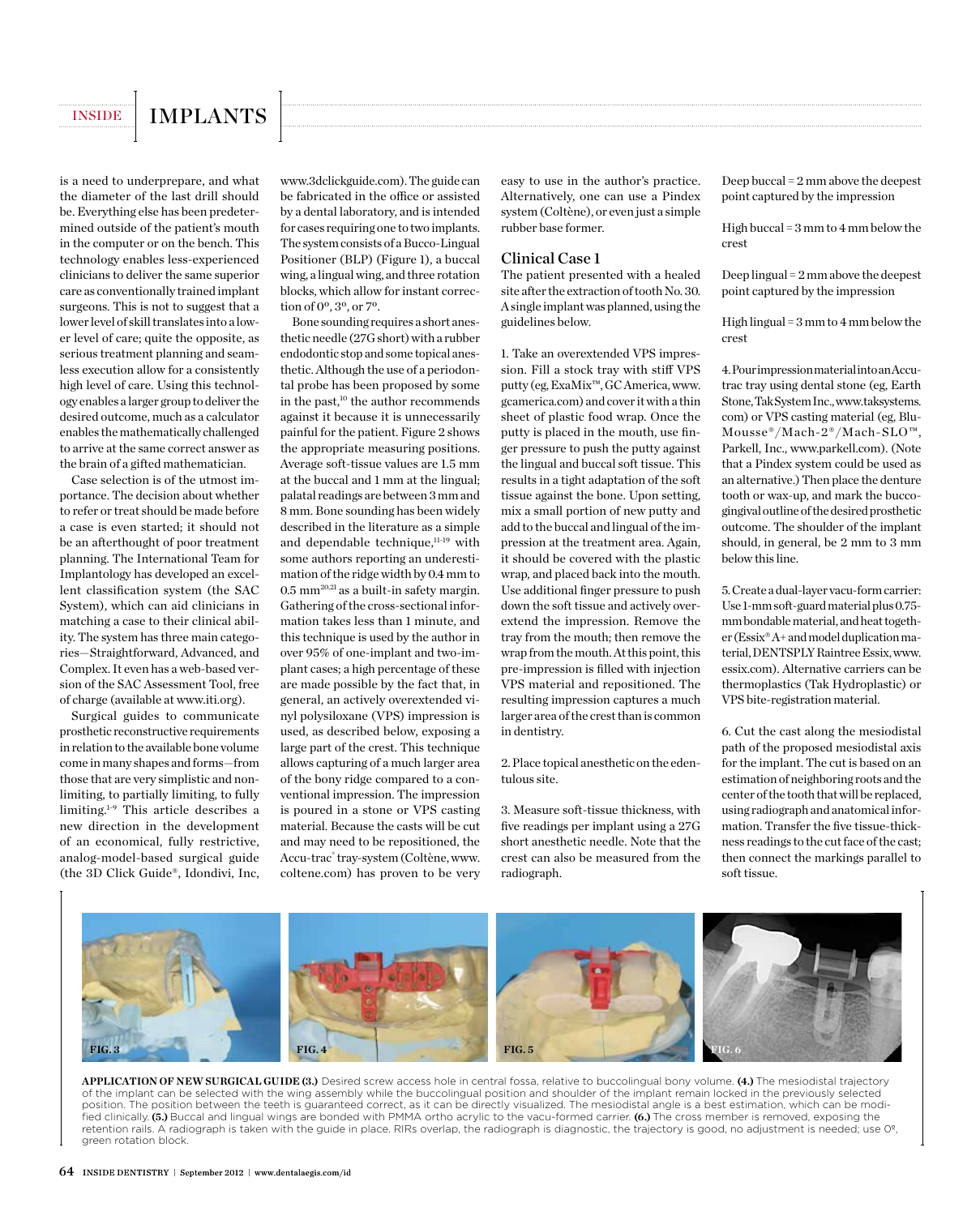is a need to underprepare, and what the diameter of the last drill should be. Everything else has been predetermined outside of the patient's mouth in the computer or on the bench. This technology enables less-experienced clinicians to deliver the same superior care as conventionally trained implant surgeons. This is not to suggest that a lower level of skill translates into a lower level of care; quite the opposite, as serious treatment planning and seamless execution allow for a consistently high level of care. Using this technology enables a larger group to deliver the desired outcome, much as a calculator enables the mathematically challenged to arrive at the same correct answer as the brain of a gifted mathematician.

Case selection is of the utmost importance. The decision about whether to refer or treat should be made before a case is even started; it should not be an afterthought of poor treatment planning. The International Team for Implantology has developed an excellent classification system (the SAC System), which can aid clinicians in matching a case to their clinical ability. The system has three main categories—Straightforward, Advanced, and Complex. It even has a web-based version of the SAC Assessment Tool, free of charge (available at www.iti.org).

Surgical guides to communicate prosthetic reconstructive requirements in relation to the available bone volume come in many shapes and forms—from those that are very simplistic and nonlimiting, to partially limiting, to fully limiting.[1-9] This article describes a new direction in the development of an economical, fully restrictive, analog-model-based surgical guide (the 3D Click Guide®, Idondivi, Inc, www.3dclickguide.com). The guide can be fabricated in the office or assisted by a dental laboratory, and is intended for cases requiring one to two implants. The system consists of a Bucco-Lingual Positioner (BLP) (Figure 1), a buccal wing, a lingual wing, and three rotation blocks, which allow for instant correction of 0º, 3º, or 7º.

Bone sounding requires a short anesthetic needle (27G short) with a rubber endodontic stop and some topical anesthetic. Although the use of a periodontal probe has been proposed by some in the past,[10] the author recommends against it because it is unnecessarily painful for the patient. Figure 2 shows the appropriate measuring positions. Average soft-tissue values are 1.5 mm at the buccal and 1 mm at the lingual; palatal readings are between 3 mm and 8 mm. Bone sounding has been widely described in the literature as a simple and dependable technique,[11-19] with some authors reporting an underestimation of the ridge width by 0.4 mm to 0.5 mm[20,21] as a built-in safety margin. Gathering of the cross-sectional information takes less than 1 minute, and this technique is used by the author in over 95% of one-implant and two-implant cases; a high percentage of these are made possible by the fact that, in general, an actively overextended vinyl polysiloxane (VPS) impression is used, as described below, exposing a large part of the crest. This technique allows capturing of a much larger area of the bony ridge compared to a conventional impression. The impression is poured in a stone or VPS casting material. Because the casts will be cut and may need to be repositioned, the Accu-trac® tray-system (Coltène, www.coltene.com) has proven to be very easy to use in the author's practice. Alternatively, one can use a Pindex system (Coltène), or even just a simple rubber base former.

## Clinical Case 1

The patient presented with a healed site after the extraction of tooth No. 30. A single implant was planned, using the guidelines below.

1. Take an overextended VPS impression. Fill a stock tray with stiff VPS putty (eg, ExaMix™, GC America, www.gcamerica.com) and cover it with a thin sheet of plastic food wrap. Once the putty is placed in the mouth, use finger pressure to push the putty against the lingual and buccal soft tissue. This results in a tight adaptation of the soft tissue against the bone. Upon setting, mix a small portion of new putty and add to the buccal and lingual of the impression at the treatment area. Again, it should be covered with the plastic wrap, and placed back into the mouth. Use additional finger pressure to push down the soft tissue and actively overextend the impression. Remove the tray from the mouth; then remove the wrap from the mouth. At this point, this pre-impression is filled with injection VPS material and repositioned. The resulting impression captures a much larger area of the crest than is common in dentistry.

2. Place topical anesthetic on the edentulous site.

3. Measure soft-tissue thickness, with five readings per implant using a 27G short anesthetic needle. Note that the crest can also be measured from the radiograph.

Deep buccal = 2 mm above the deepest point captured by the impression

High buccal = 3 mm to 4 mm below the crest

Deep lingual = 2 mm above the deepest point captured by the impression

High lingual = 3 mm to 4 mm below the crest

4. Pour impression material into an Accu-trac tray using dental stone (eg, Earth Stone, Tak System Inc., www.taksystems.com) or VPS casting material (eg, Blu-Mousse®/Mach-2®/Mach-SLO™, Parkell, Inc., www.parkell.com). (Note that a Pindex system could be used as an alternative.) Then place the denture tooth or wax-up, and mark the bucco-gingival outline of the desired prosthetic outcome. The shoulder of the implant should, in general, be 2 mm to 3 mm below this line.

5. Create a dual-layer vacu-form carrier: Use 1-mm soft-guard material plus 0.75-mm bondable material, and heat together (Essix® A+ and model duplication material, DENTSPLY Raintree Essix, www.essix.com). Alternative carriers can be thermoplastics (Tak Hydroplastic) or VPS bite-registration material.

6. Cut the cast along the mesiodistal path of the proposed mesiodistal axis for the implant. The cut is based on an estimation of neighboring roots and the center of the tooth that will be replaced, using radiograph and anatomical information. Transfer the five tissue-thickness readings to the cut face of the cast; then connect the markings parallel to soft tissue.

FIG. 3 FIG. 4 FIG. 5 FIG. 6

**APPLICATION OF NEW SURGICAL GUIDE (3.)** Desired screw access hole in central fossa, relative to buccolingual bony volume. **(4.)** The mesiodistal trajectory of the implant can be selected with the wing assembly while the buccolingual position and shoulder of the implant remain locked in the previously selected position. The position between the teeth is guaranteed correct, as it can be directly visualized. The mesiodistal angle is a best estimation, which can be modified clinically. **(5.)** Buccal and lingual wings are bonded with PMMA ortho acrylic to the vacu-formed carrier. **(6.)** The cross member is removed, exposing the retention rails. A radiograph is taken with the guide in place. RIRs overlap, the radiograph is diagnostic, the trajectory is good, no adjustment is needed; use 0º, green rotation block.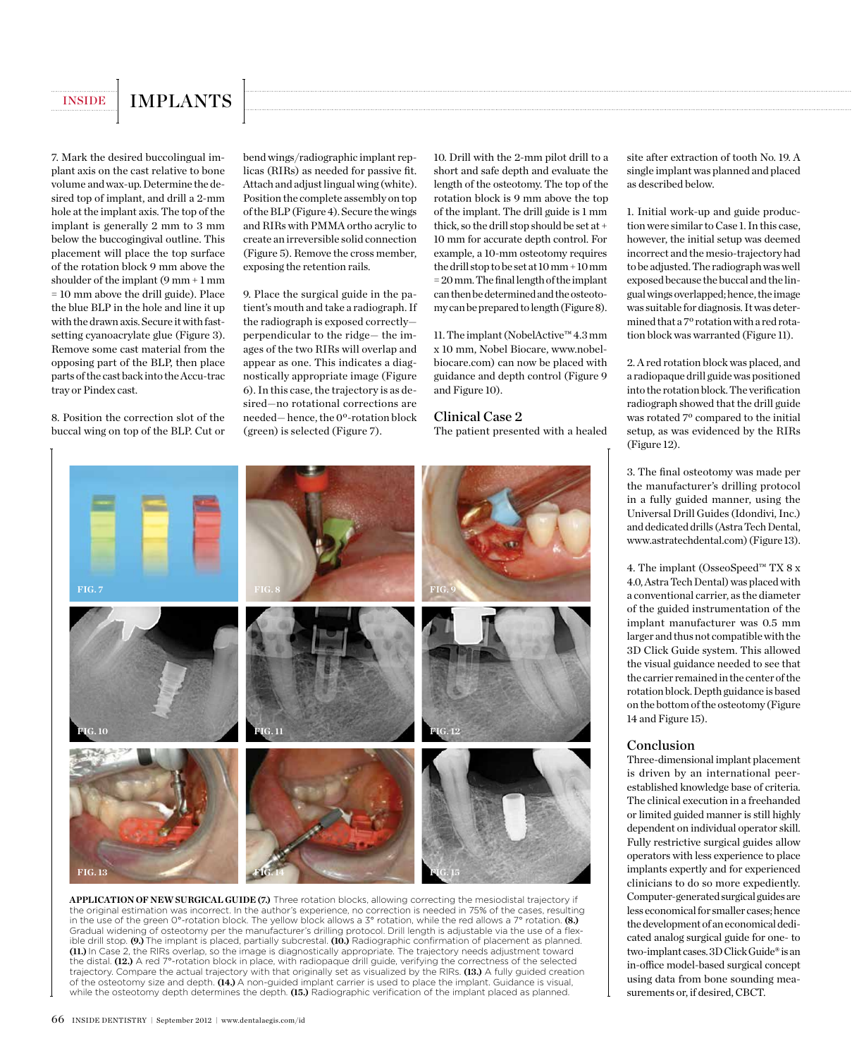7. Mark the desired buccolingual implant axis on the cast relative to bone volume and wax-up. Determine the desired top of implant, and drill a 2-mm hole at the implant axis. The top of the implant is generally 2 mm to 3 mm below the buccogingival outline. This placement will place the top surface of the rotation block 9 mm above the shoulder of the implant (9 mm + 1 mm = 10 mm above the drill guide). Place the blue BLP in the hole and line it up with the drawn axis. Secure it with fast-setting cyanoacrylate glue (Figure 3). Remove some cast material from the opposing part of the BLP, then place parts of the cast back into the Accu-trac tray or Pindex cast.

8. Position the correction slot of the buccal wing on top of the BLP. Cut or bend wings/radiographic implant replicas (RIRs) as needed for passive fit. Attach and adjust lingual wing (white). Position the complete assembly on top of the BLP (Figure 4). Secure the wings and RIRs with PMMA ortho acrylic to create an irreversible solid connection (Figure 5). Remove the cross member, exposing the retention rails.

9. Place the surgical guide in the patient's mouth and take a radiograph. If the radiograph is exposed correctly—perpendicular to the ridge— the images of the two RIRs will overlap and appear as one. This indicates a diagnostically appropriate image (Figure 6). In this case, the trajectory is as desired—no rotational corrections are needed— hence, the 0°-rotation block (green) is selected (Figure 7).

10. Drill with the 2-mm pilot drill to a short and safe depth and evaluate the length of the osteotomy. The top of the rotation block is 9 mm above the top of the implant. The drill guide is 1 mm thick, so the drill stop should be set at + 10 mm for accurate depth control. For example, a 10-mm osteotomy requires the drill stop to be set at 10 mm + 10 mm = 20 mm. The final length of the implant can then be determined and the osteotomy can be prepared to length (Figure 8).

11. The implant (NobelActive™ 4.3 mm x 10 mm, Nobel Biocare, www.nobelbiocare.com) can now be placed with guidance and depth control (Figure 9 and Figure 10).

## Clinical Case 2

The patient presented with a healed site after extraction of tooth No. 19. A single implant was planned and placed as described below.

1. Initial work-up and guide production were similar to Case 1. In this case, however, the initial setup was deemed incorrect and the mesio-trajectory had to be adjusted. The radiograph was well exposed because the buccal and the lingual wings overlapped; hence, the image was suitable for diagnosis. It was determined that a 7° rotation with a red rotation block was warranted (Figure 11).

2. A red rotation block was placed, and a radiopaque drill guide was positioned into the rotation block. The verification radiograph showed that the drill guide was rotated 7° compared to the initial setup, as was evidenced by the RIRs (Figure 12).

3. The final osteotomy was made per the manufacturer's drilling protocol in a fully guided manner, using the Universal Drill Guides (Idondivi, Inc.) and dedicated drills (Astra Tech Dental, www.astratechdental.com) (Figure 13).

4. The implant (OsseoSpeed™ TX 8 x 4.0, Astra Tech Dental) was placed with a conventional carrier, as the diameter of the guided instrumentation of the implant manufacturer was 0.5 mm larger and thus not compatible with the 3D Click Guide system. This allowed the visual guidance needed to see that the carrier remained in the center of the rotation block. Depth guidance is based on the bottom of the osteotomy (Figure 14 and Figure 15).

## Conclusion

Three-dimensional implant placement is driven by an international peer-established knowledge base of criteria. The clinical execution in a freehanded or limited guided manner is still highly dependent on individual operator skill. Fully restrictive surgical guides allow operators with less experience to place implants expertly and for experienced clinicians to do so more expediently. Computer-generated surgical guides are less economical for smaller cases; hence the development of an economical dedicated analog surgical guide for one- to two-implant cases. 3D Click Guide® is an in-office model-based surgical concept using data from bone sounding measurements or, if desired, CBCT.

FIG. 7 FIG. 8 FIG. 9 FIG. 10 FIG. 11 FIG. 12 FIG. 13 FIG. 14 FIG. 15

**APPLICATION OF NEW SURGICAL GUIDE (7.)** Three rotation blocks, allowing correcting the mesiodistal trajectory if the original estimation was incorrect. In the author's experience, no correction is needed in 75% of the cases, resulting in the use of the green 0°-rotation block. The yellow block allows a 3° rotation, while the red allows a 7° rotation. **(8.)** Gradual widening of osteotomy per the manufacturer's drilling protocol. Drill length is adjustable via the use of a flexible drill stop. **(9.)** The implant is placed, partially subcrestal. **(10.)** Radiographic confirmation of placement as planned. **(11.)** In Case 2, the RIRs overlap, so the image is diagnostically appropriate. The trajectory needs adjustment toward the distal. **(12.)** A red 7°-rotation block in place, with radiopaque drill guide, verifying the correctness of the selected trajectory. Compare the actual trajectory with that originally set as visualized by the RIRs. **(13.)** A fully guided creation of the osteotomy size and depth. **(14.)** A non-guided implant carrier is used to place the implant. Guidance is visual, while the osteotomy depth determines the depth. **(15.)** Radiographic verification of the implant placed as planned.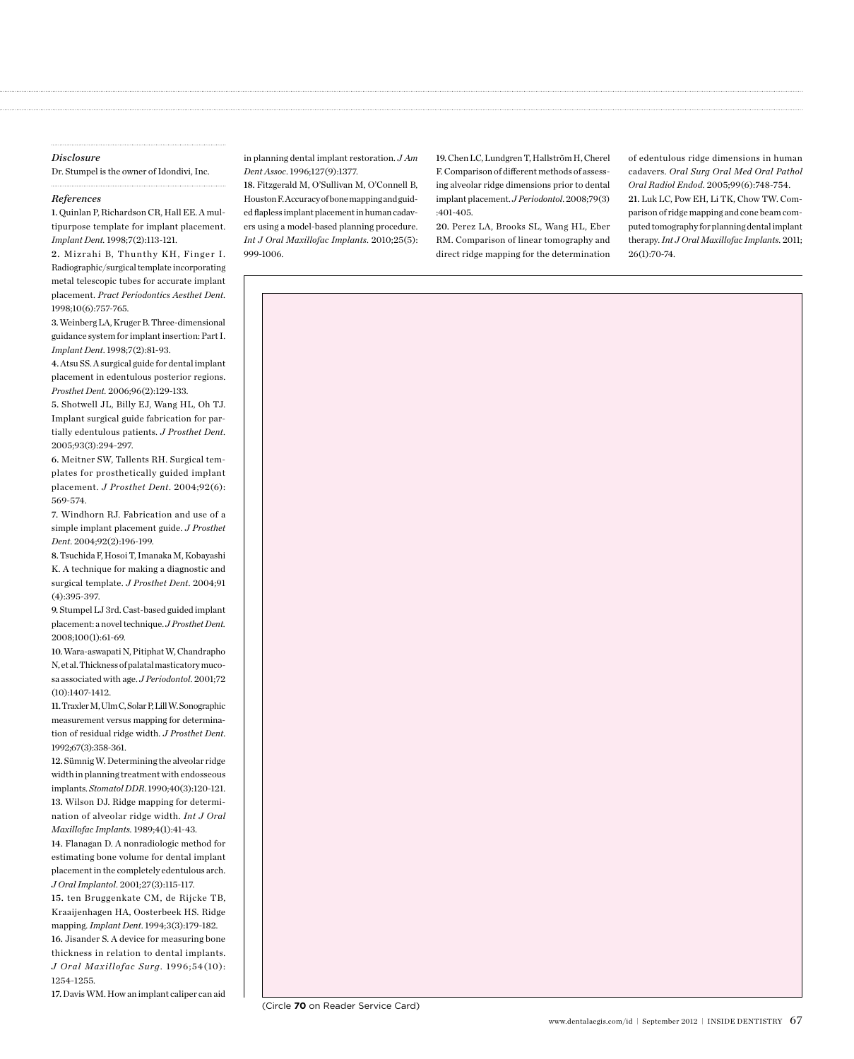*Disclosure*

Dr. Stumpel is the owner of Idondivi, Inc.

*References*

1. Quinlan P, Richardson CR, Hall EE. A multipurpose template for implant placement. *Implant Dent.* 1998;7(2):113-121.

2. Mizrahi B, Thunthy KH, Finger I. Radiographic/surgical template incorporating metal telescopic tubes for accurate implant placement. *Pract Periodontics Aesthet Dent.* 1998;10(6):757-765.

3. Weinberg LA, Kruger B. Three-dimensional guidance system for implant insertion: Part I. *Implant Dent.* 1998;7(2):81-93.

4. Atsu SS. A surgical guide for dental implant placement in edentulous posterior regions. *Prosthet Dent.* 2006;96(2):129-133.

5. Shotwell JL, Billy EJ, Wang HL, Oh TJ. Implant surgical guide fabrication for partially edentulous patients. *J Prosthet Dent.* 2005;93(3):294-297.

6. Meitner SW, Tallents RH. Surgical templates for prosthetically guided implant placement. *J Prosthet Dent.* 2004;92(6):569-574.

7. Windhorn RJ. Fabrication and use of a simple implant placement guide. *J Prosthet Dent.* 2004;92(2):196-199.

8. Tsuchida F, Hosoi T, Imanaka M, Kobayashi K. A technique for making a diagnostic and surgical template. *J Prosthet Dent.* 2004;91(4):395-397.

9. Stumpel LJ 3rd. Cast-based guided implant placement: a novel technique. *J Prosthet Dent.* 2008;100(1):61-69.

10. Wara-aswapati N, Pitiphat W, Chandrapho N, et al. Thickness of palatal masticatory mucosa associated with age. *J Periodontol.* 2001;72(10):1407-1412.

11. Traxler M, Ulm C, Solar P, Lill W. Sonographic measurement versus mapping for determination of residual ridge width. *J Prosthet Dent.* 1992;67(3):358-361.

12. Sümnig W. Determining the alveolar ridge width in planning treatment with endosseous implants. *Stomatol DDR.* 1990;40(3):120-121.

13. Wilson DJ. Ridge mapping for determination of alveolar ridge width. *Int J Oral Maxillofac Implants.* 1989;4(1):41-43.

14. Flanagan D. A nonradiologic method for estimating bone volume for dental implant placement in the completely edentulous arch. *J Oral Implantol.* 2001;27(3):115-117.

15. ten Bruggenkate CM, de Rijcke TB, Kraaijenhagen HA, Oosterbeek HS. Ridge mapping. *Implant Dent.* 1994;3(3):179-182.

16. Jisander S. A device for measuring bone thickness in relation to dental implants. *J Oral Maxillofac Surg.* 1996;54(10):1254-1255.

17. Davis WM. How an implant caliper can aid in planning dental implant restoration. *J Am Dent Assoc.* 1996;127(9):1377.

18. Fitzgerald M, O'Sullivan M, O'Connell B, Houston F. Accuracy of bone mapping and guided flapless implant placement in human cadavers using a model-based planning procedure. *Int J Oral Maxillofac Implants.* 2010;25(5):999-1006.

19. Chen LC, Lundgren T, Hallström H, Cherel F. Comparison of different methods of assessing alveolar ridge dimensions prior to dental implant placement. *J Periodontol.* 2008;79(3):401-405.

20. Perez LA, Brooks SL, Wang HL, Eber RM. Comparison of linear tomography and direct ridge mapping for the determination of edentulous ridge dimensions in human cadavers. *Oral Surg Oral Med Oral Pathol Oral Radiol Endod.* 2005;99(6):748-754.

21. Luk LC, Pow EH, Li TK, Chow TW. Comparison of ridge mapping and cone beam computed tomography for planning dental implant therapy. *Int J Oral Maxillofac Implants.* 2011;26(1):70-74.

(Circle **70** on Reader Service Card)